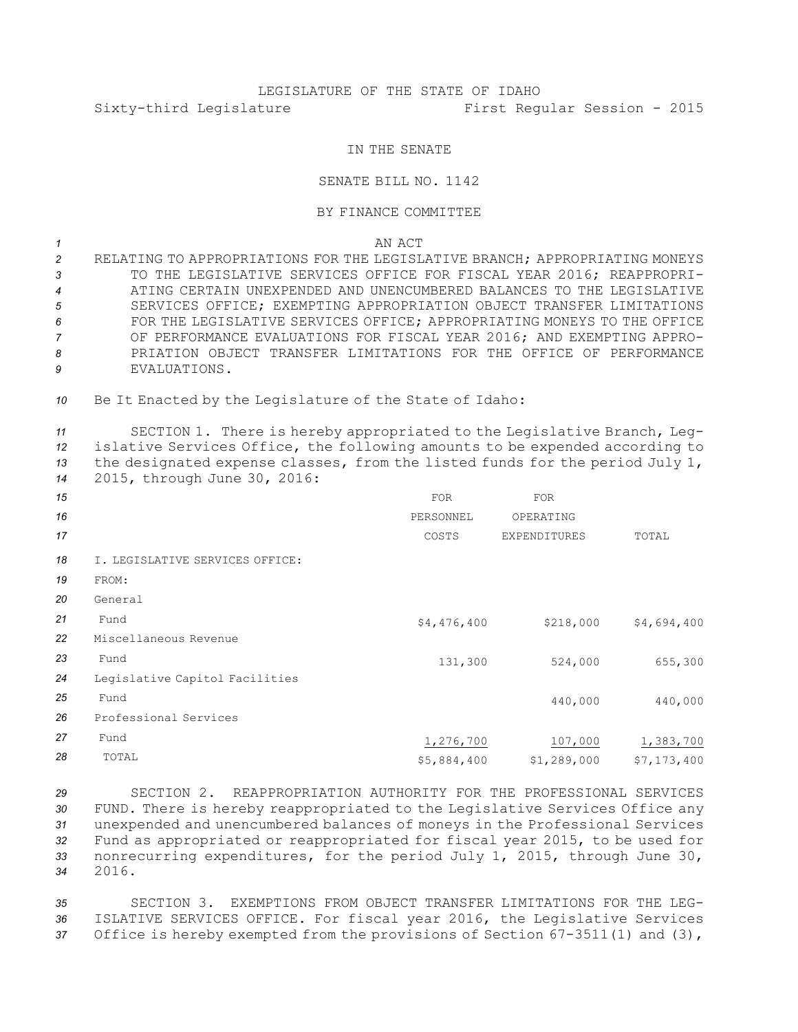LEGISLATURE OF THE STATE OF IDAHO

Sixty-third Legislature First Regular Session - 2015

IN THE SENATE

SENATE BILL NO. 1142

BY FINANCE COMMITTEE

AN ACT

RELATING TO APPROPRIATIONS FOR THE LEGISLATIVE BRANCH; APPROPRIATING MONEYS TO THE LEGISLATIVE SERVICES OFFICE FOR FISCAL YEAR 2016; REAPPROPRIATING CERTAIN UNEXPENDED AND UNENCUMBERED BALANCES TO THE LEGISLATIVE SERVICES OFFICE; EXEMPTING APPROPRIATION OBJECT TRANSFER LIMITATIONS FOR THE LEGISLATIVE SERVICES OFFICE; APPROPRIATING MONEYS TO THE OFFICE OF PERFORMANCE EVALUATIONS FOR FISCAL YEAR 2016; AND EXEMPTING APPROPRIATION OBJECT TRANSFER LIMITATIONS FOR THE OFFICE OF PERFORMANCE EVALUATIONS.

Be It Enacted by the Legislature of the State of Idaho:

SECTION 1. There is hereby appropriated to the Legislative Branch, Legislative Services Office, the following amounts to be expended according to the designated expense classes, from the listed funds for the period July 1, 2015, through June 30, 2016:

| | FOR PERSONNEL COSTS | FOR OPERATING EXPENDITURES | TOTAL |
|---|---|---|---|
| I. LEGISLATIVE SERVICES OFFICE: | | | |
| FROM: | | | |
| General Fund | $4,476,400 | $218,000 | $4,694,400 |
| Miscellaneous Revenue Fund | 131,300 | 524,000 | 655,300 |
| Legislative Capitol Facilities Fund | | 440,000 | 440,000 |
| Professional Services Fund | 1,276,700 | 107,000 | 1,383,700 |
| TOTAL | $5,884,400 | $1,289,000 | $7,173,400 |

SECTION 2. REAPPROPRIATION AUTHORITY FOR THE PROFESSIONAL SERVICES FUND. There is hereby reappropriated to the Legislative Services Office any unexpended and unencumbered balances of moneys in the Professional Services Fund as appropriated or reappropriated for fiscal year 2015, to be used for nonrecurring expenditures, for the period July 1, 2015, through June 30, 2016.

SECTION 3. EXEMPTIONS FROM OBJECT TRANSFER LIMITATIONS FOR THE LEGISLATIVE SERVICES OFFICE. For fiscal year 2016, the Legislative Services Office is hereby exempted from the provisions of Section 67-3511(1) and (3),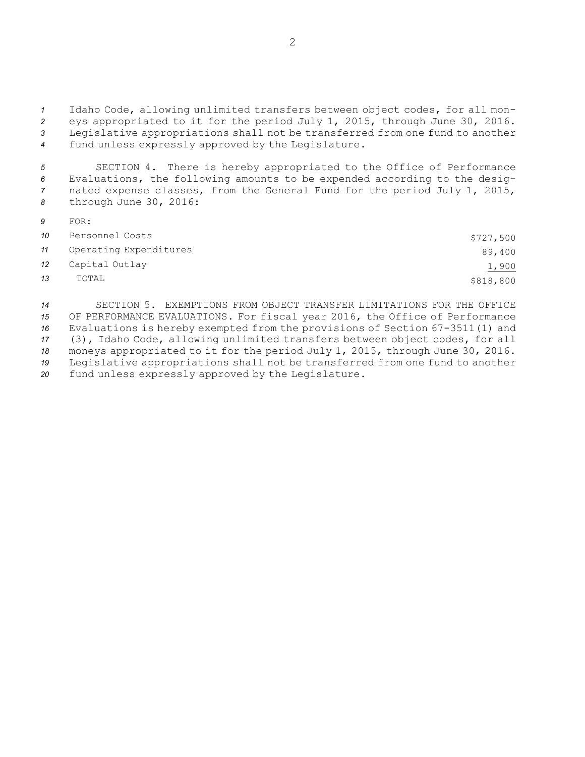Idaho Code, allowing unlimited transfers between object codes, for all moneys appropriated to it for the period July 1, 2015, through June 30, 2016. Legislative appropriations shall not be transferred from one fund to another fund unless expressly approved by the Legislature.

SECTION 4. There is hereby appropriated to the Office of Performance Evaluations, the following amounts to be expended according to the designated expense classes, from the General Fund for the period July 1, 2015, through June 30, 2016:

| | |
|---|---|
| FOR: | |
| Personnel Costs | $727,500 |
| Operating Expenditures | 89,400 |
| Capital Outlay | 1,900 |
| TOTAL | $818,800 |

SECTION 5. EXEMPTIONS FROM OBJECT TRANSFER LIMITATIONS FOR THE OFFICE OF PERFORMANCE EVALUATIONS. For fiscal year 2016, the Office of Performance Evaluations is hereby exempted from the provisions of Section 67-3511(1) and (3), Idaho Code, allowing unlimited transfers between object codes, for all moneys appropriated to it for the period July 1, 2015, through June 30, 2016. Legislative appropriations shall not be transferred from one fund to another fund unless expressly approved by the Legislature.